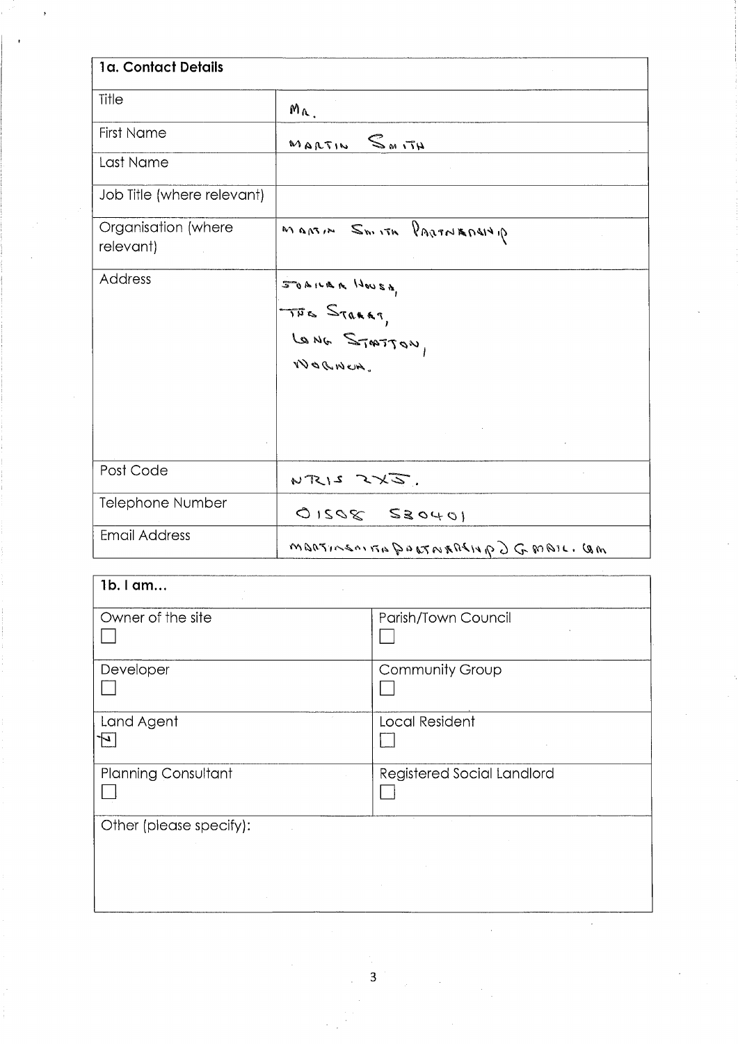| 1a. Contact Details | |
|---|---|
| Title | MR. |
| First Name | MARTIN SMITH |
| Last Name | |
| Job Title (where relevant) | |
| Organisation (where relevant) | MARTIN SMITH PARTNERSHIP |
| Address | STAINER HOUSE,<br>THE STREET,<br>LONG STRATTON,<br>NORWICH. |
| Post Code | NR15 2XJ. |
| Telephone Number | 01508 530401 |
| Email Address | MARTINSMITHPARTNERSHIP@GMAIL.COM |

| 1b. I am... | |
|---|---|
| Owner of the site<br>☐ | Parish/Town Council<br>☐ |
| Developer<br>☐ | Community Group<br>☐ |
| Land Agent<br>☑ | Local Resident<br>☐ |
| Planning Consultant<br>☐ | Registered Social Landlord<br>☐ |
| Other (please specify): | |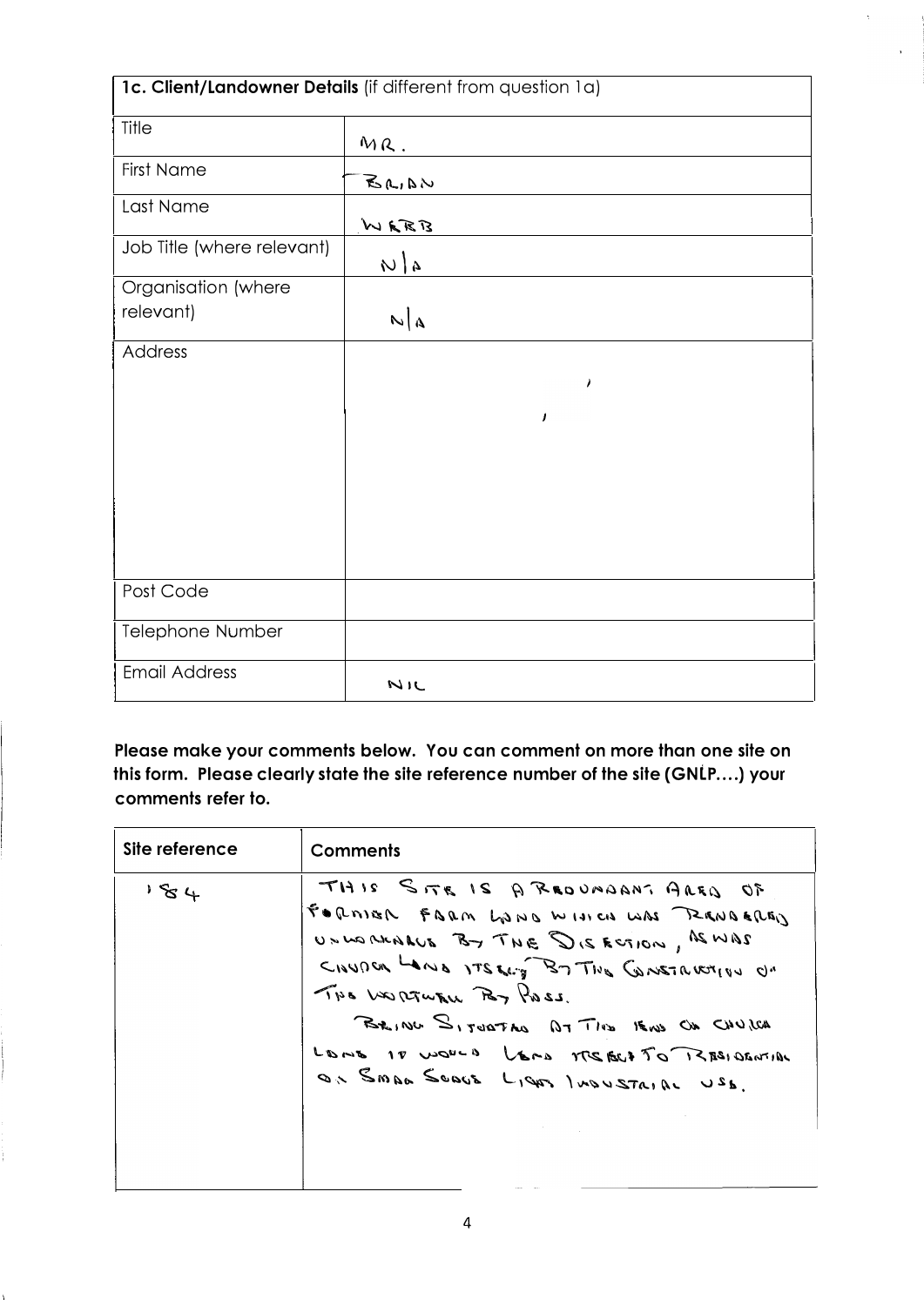| **1c. Client/Landowner Details** (if different from question 1a) | |
|---|---|
| Title | MR. |
| First Name | BRIAN |
| Last Name | WEBB |
| Job Title (where relevant) | N/A |
| Organisation (where relevant) | N/A |
| Address | , , |
| Post Code | |
| Telephone Number | |
| Email Address | NIL |

**Please make your comments below. You can comment on more than one site on this form. Please clearly state the site reference number of the site (GNLP....) your comments refer to.**

| Site reference | Comments |
|---|---|
| 184 | THIS SITE IS A REDUNDANT AREA OF FORMER FARM LAND WHICH WAS RENDERED UNWORKABLE BY THE DISSECTION, AS WAS CHURCH LANE ITSELF BY THE CONSTRUCTION OF THE NORTHERN BY PASS. BEING SITUATED AT THE END OF CHURCH LANE IT WOULD LEND ITSELF TO RESIDENTIAL OR SMALL SCALE LIGHT INDUSTRIAL USE. |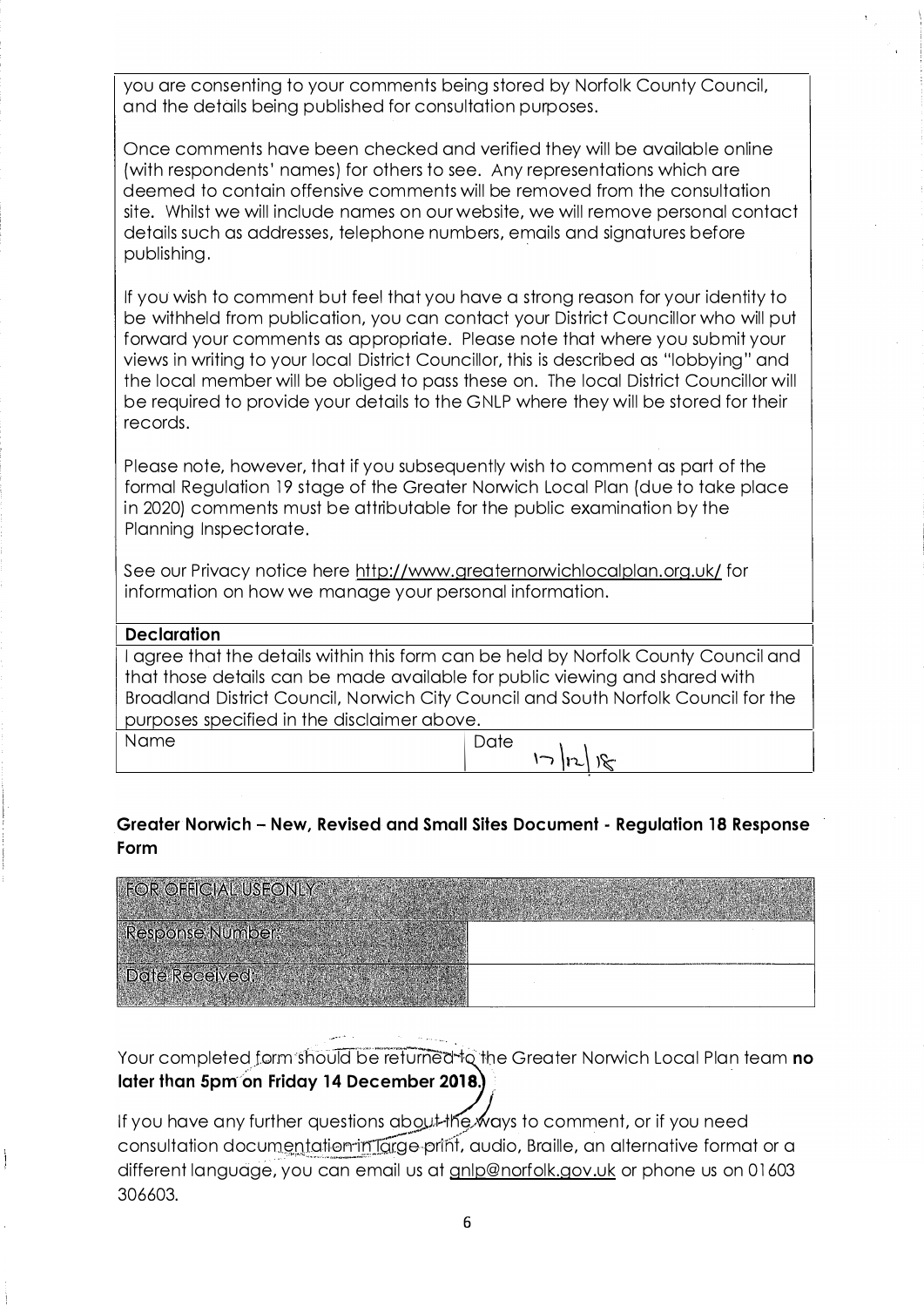you are consenting to your comments being stored by Norfolk County Council, and the details being published for consultation purposes.

Once comments have been checked and verified they will be available online (with respondents' names) for others to see. Any representations which are deemed to contain offensive comments will be removed from the consultation site. Whilst we will include names on our website, we will remove personal contact details such as addresses, telephone numbers, emails and signatures before publishing.

If you wish to comment but feel that you have a strong reason for your identity to be withheld from publication, you can contact your District Councillor who will put forward your comments as appropriate. Please note that where you submit your views in writing to your local District Councillor, this is described as "lobbying" and the local member will be obliged to pass these on. The local District Councillor will be required to provide your details to the GNLP where they will be stored for their records.

Please note, however, that if you subsequently wish to comment as part of the formal Regulation 19 stage of the Greater Norwich Local Plan (due to take place in 2020) comments must be attributable for the public examination by the Planning Inspectorate.

See our Privacy notice here http://www.greaternorwichlocalplan.org.uk/ for information on how we manage your personal information.

| **Declaration** | |
|---|---|
| I agree that the details within this form can be held by Norfolk County Council and that those details can be made available for public viewing and shared with Broadland District Council, Norwich City Council and South Norfolk Council for the purposes specified in the disclaimer above. | |
| Name | Date 17/12/18 |

## Greater Norwich – New, Revised and Small Sites Document - Regulation 18 Response Form

| FOR OFFICIAL USE ONLY | |
|---|---|
| Response Number: | |
| Date Received: | |

Your completed form should be returned to the Greater Norwich Local Plan team **no later than 5pm on Friday 14 December 2018.**

If you have any further questions about the ways to comment, or if you need consultation documentation in large print, audio, Braille, an alternative format or a different language, you can email us at gnlp@norfolk.gov.uk or phone us on 01603 306603.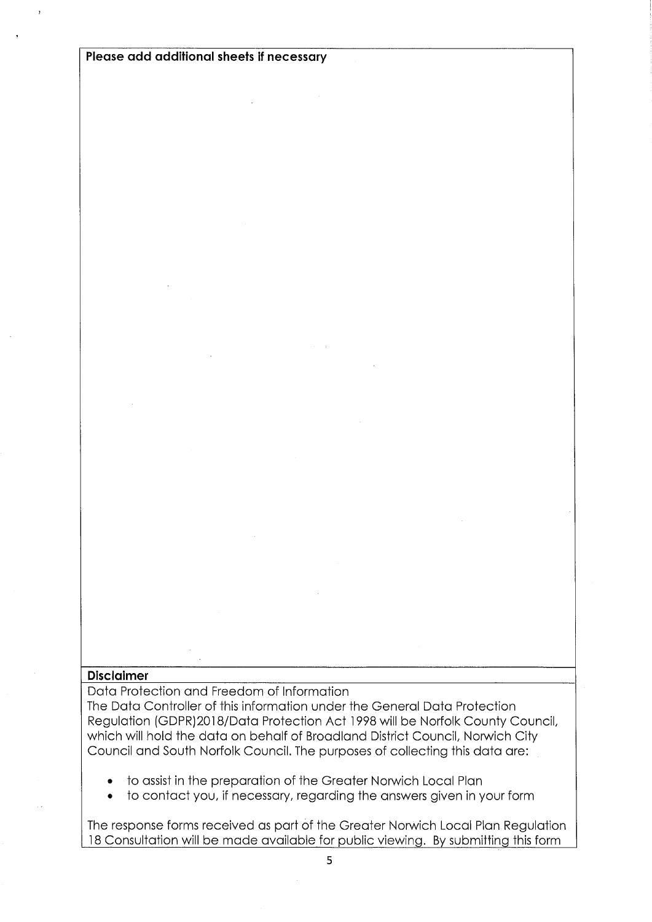**Please add additional sheets if necessary**

**Disclaimer**

Data Protection and Freedom of Information

The Data Controller of this information under the General Data Protection Regulation (GDPR)2018/Data Protection Act 1998 will be Norfolk County Council, which will hold the data on behalf of Broadland District Council, Norwich City Council and South Norfolk Council. The purposes of collecting this data are:

- to assist in the preparation of the Greater Norwich Local Plan
- to contact you, if necessary, regarding the answers given in your form

The response forms received as part of the Greater Norwich Local Plan Regulation 18 Consultation will be made available for public viewing. By submitting this form